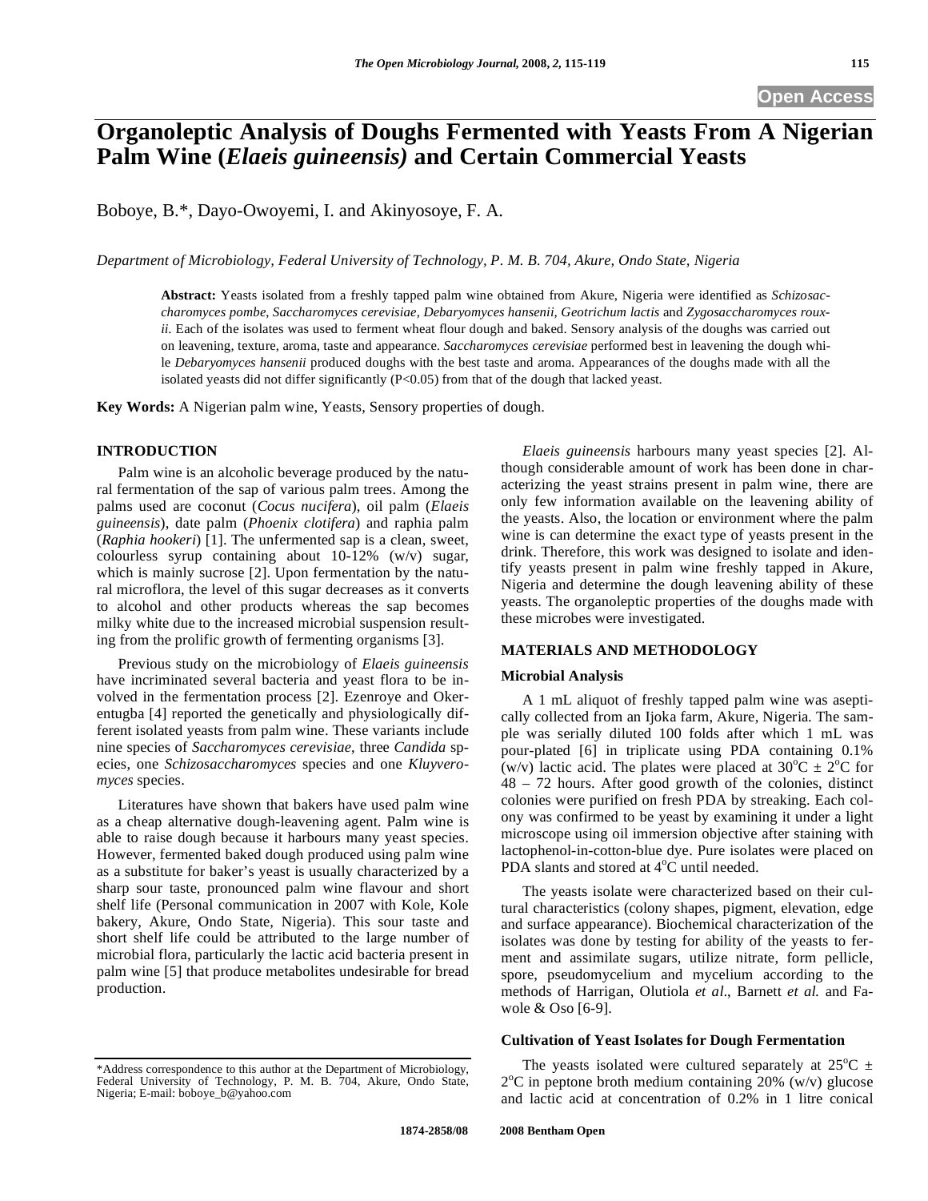# Organoleptic Analysis of Doughs Fermented with Yeasts From A Nigerian Palm Wine (*Elaeis guineensis)* and Certain Commercial Yeasts

Boboye, B.*, Dayo-Owoyemi, I. and Akinyosoye, F. A.

*Department of Microbiology, Federal University of Technology, P. M. B. 704, Akure, Ondo State, Nigeria*

**Abstract:** Yeasts isolated from a freshly tapped palm wine obtained from Akure, Nigeria were identified as *Schizosaccharomyces pombe*, *Saccharomyces cerevisiae, Debaryomyces hansenii, Geotrichum lactis* and *Zygosaccharomyces rouxii.* Each of the isolates was used to ferment wheat flour dough and baked. Sensory analysis of the doughs was carried out on leavening, texture, aroma, taste and appearance. *Saccharomyces cerevisiae* performed best in leavening the dough while *Debaryomyces hansenii* produced doughs with the best taste and aroma. Appearances of the doughs made with all the isolated yeasts did not differ significantly ($P<0.05$) from that of the dough that lacked yeast.

**Key Words:** A Nigerian palm wine, Yeasts, Sensory properties of dough.

## INTRODUCTION

Palm wine is an alcoholic beverage produced by the natural fermentation of the sap of various palm trees. Among the palms used are coconut (*Cocus nucifera*), oil palm (*Elaeis guineensis*), date palm (*Phoenix clotifera*) and raphia palm (*Raphia hookeri*) [1]. The unfermented sap is a clean, sweet, colourless syrup containing about 10-12% (w/v) sugar, which is mainly sucrose [2]. Upon fermentation by the natural microflora, the level of this sugar decreases as it converts to alcohol and other products whereas the sap becomes milky white due to the increased microbial suspension resulting from the prolific growth of fermenting organisms [3].

Previous study on the microbiology of *Elaeis guineensis* have incriminated several bacteria and yeast flora to be involved in the fermentation process [2]. Ezenroye and Okerentugba [4] reported the genetically and physiologically different isolated yeasts from palm wine. These variants include nine species of *Saccharomyces cerevisiae*, three *Candida* species, one *Schizosaccharomyces* species and one *Kluyveromyces* species.

Literatures have shown that bakers have used palm wine as a cheap alternative dough-leavening agent. Palm wine is able to raise dough because it harbours many yeast species. However, fermented baked dough produced using palm wine as a substitute for baker's yeast is usually characterized by a sharp sour taste, pronounced palm wine flavour and short shelf life (Personal communication in 2007 with Kole, Kole bakery, Akure, Ondo State, Nigeria). This sour taste and short shelf life could be attributed to the large number of microbial flora, particularly the lactic acid bacteria present in palm wine [5] that produce metabolites undesirable for bread production.

*Elaeis guineensis* harbours many yeast species [2]. Although considerable amount of work has been done in characterizing the yeast strains present in palm wine, there are only few information available on the leavening ability of the yeasts. Also, the location or environment where the palm wine is can determine the exact type of yeasts present in the drink. Therefore, this work was designed to isolate and identify yeasts present in palm wine freshly tapped in Akure, Nigeria and determine the dough leavening ability of these yeasts. The organoleptic properties of the doughs made with these microbes were investigated.

## MATERIALS AND METHODOLOGY

### Microbial Analysis

A 1 mL aliquot of freshly tapped palm wine was aseptically collected from an Ijoka farm, Akure, Nigeria. The sample was serially diluted 100 folds after which 1 mL was pour-plated [6] in triplicate using PDA containing 0.1% (w/v) lactic acid. The plates were placed at $30^oC \pm 2^oC$ for 48 – 72 hours. After good growth of the colonies, distinct colonies were purified on fresh PDA by streaking. Each colony was confirmed to be yeast by examining it under a light microscope using oil immersion objective after staining with lactophenol-in-cotton-blue dye. Pure isolates were placed on PDA slants and stored at $4^oC$ until needed.

The yeasts isolate were characterized based on their cultural characteristics (colony shapes, pigment, elevation, edge and surface appearance). Biochemical characterization of the isolates was done by testing for ability of the yeasts to ferment and assimilate sugars, utilize nitrate, form pellicle, spore, pseudomycelium and mycelium according to the methods of Harrigan, Olutiola *et al*., Barnett *et al.* and Fawole & Oso [6-9].

### Cultivation of Yeast Isolates for Dough Fermentation

The yeasts isolated were cultured separately at $25^oC \pm 2^oC$ in peptone broth medium containing 20% (w/v) glucose and lactic acid at concentration of 0.2% in 1 litre conical

*Address correspondence to this author at the Department of Microbiology, Federal University of Technology, P. M. B. 704, Akure, Ondo State, Nigeria; E-mail: boboye_b@yahoo.com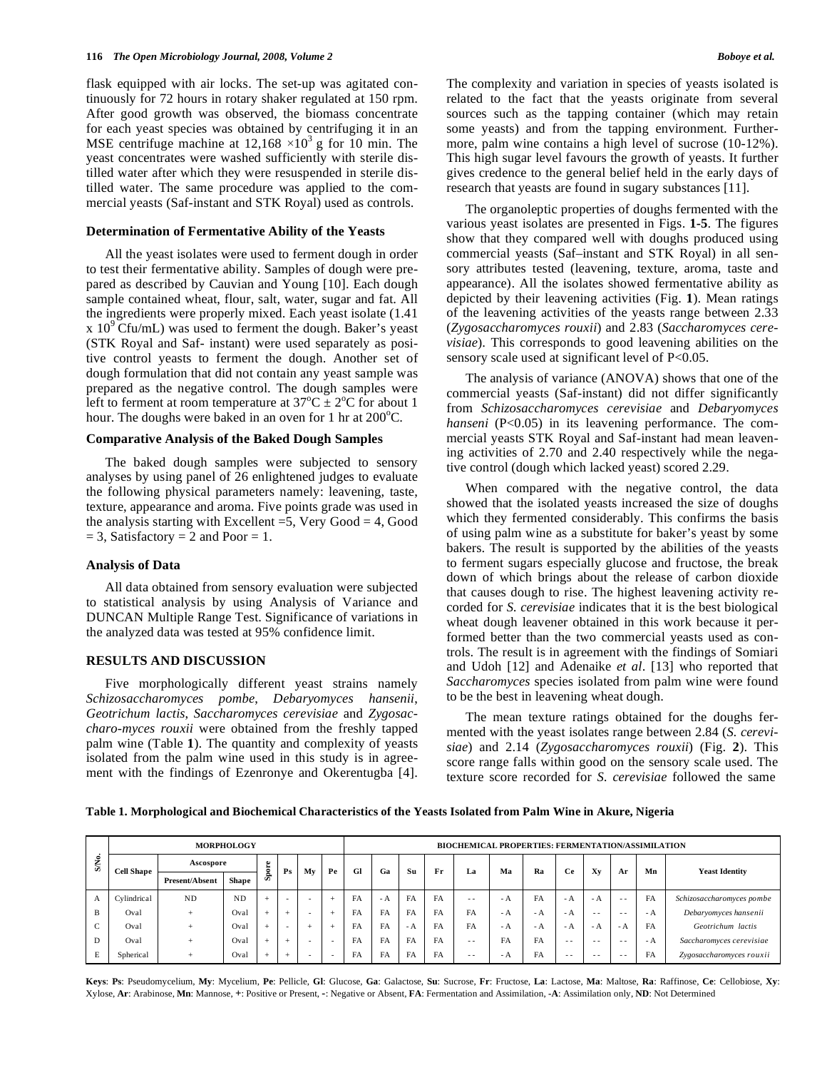flask equipped with air locks. The set-up was agitated continuously for 72 hours in rotary shaker regulated at 150 rpm. After good growth was observed, the biomass concentrate for each yeast species was obtained by centrifuging it in an MSE centrifuge machine at $12,168 \times 10^3$ g for 10 min. The yeast concentrates were washed sufficiently with sterile distilled water after which they were resuspended in sterile distilled water. The same procedure was applied to the commercial yeasts (Saf-instant and STK Royal) used as controls.

### Determination of Fermentative Ability of the Yeasts

All the yeast isolates were used to ferment dough in order to test their fermentative ability. Samples of dough were prepared as described by Cauvian and Young [10]. Each dough sample contained wheat, flour, salt, water, sugar and fat. All the ingredients were properly mixed. Each yeast isolate ($1.41 \times 10^9$ Cfu/mL) was used to ferment the dough. Baker's yeast (STK Royal and Saf- instant) were used separately as positive control yeasts to ferment the dough. Another set of dough formulation that did not contain any yeast sample was prepared as the negative control. The dough samples were left to ferment at room temperature at $37^oC \pm 2^oC$ for about 1 hour. The doughs were baked in an oven for 1 hr at $200^oC$.

### Comparative Analysis of the Baked Dough Samples

The baked dough samples were subjected to sensory analyses by using panel of 26 enlightened judges to evaluate the following physical parameters namely: leavening, taste, texture, appearance and aroma. Five points grade was used in the analysis starting with Excellent =5, Very Good = 4, Good = 3, Satisfactory = 2 and Poor = 1.

### Analysis of Data

All data obtained from sensory evaluation were subjected to statistical analysis by using Analysis of Variance and DUNCAN Multiple Range Test. Significance of variations in the analyzed data was tested at 95% confidence limit.

## RESULTS AND DISCUSSION

Five morphologically different yeast strains namely *Schizosaccharomyces pombe*, *Debaryomyces hansenii*, *Geotrichum lactis, Saccharomyces cerevisiae* and *Zygosaccharo-myces rouxii* were obtained from the freshly tapped palm wine (Table **1**). The quantity and complexity of yeasts isolated from the palm wine used in this study is in agreement with the findings of Ezenronye and Okerentugba [4]. The complexity and variation in species of yeasts isolated is related to the fact that the yeasts originate from several sources such as the tapping container (which may retain some yeasts) and from the tapping environment. Furthermore, palm wine contains a high level of sucrose (10-12%). This high sugar level favours the growth of yeasts. It further gives credence to the general belief held in the early days of research that yeasts are found in sugary substances [11].

The organoleptic properties of doughs fermented with the various yeast isolates are presented in Figs. **1-5**. The figures show that they compared well with doughs produced using commercial yeasts (Saf–instant and STK Royal) in all sensory attributes tested (leavening, texture, aroma, taste and appearance). All the isolates showed fermentative ability as depicted by their leavening activities (Fig. **1**). Mean ratings of the leavening activities of the yeasts range between 2.33 (*Zygosaccharomyces rouxii*) and 2.83 (*Saccharomyces cerevisiae*). This corresponds to good leavening abilities on the sensory scale used at significant level of $P<0.05$.

The analysis of variance (ANOVA) shows that one of the commercial yeasts (Saf-instant) did not differ significantly from *Schizosaccharomyces cerevisiae* and *Debaryomyces hanseni* ($P<0.05$) in its leavening performance. The commercial yeasts STK Royal and Saf-instant had mean leavening activities of 2.70 and 2.40 respectively while the negative control (dough which lacked yeast) scored 2.29.

When compared with the negative control, the data showed that the isolated yeasts increased the size of doughs which they fermented considerably. This confirms the basis of using palm wine as a substitute for baker's yeast by some bakers. The result is supported by the abilities of the yeasts to ferment sugars especially glucose and fructose, the break down of which brings about the release of carbon dioxide that causes dough to rise. The highest leavening activity recorded for *S. cerevisiae* indicates that it is the best biological wheat dough leavener obtained in this work because it performed better than the two commercial yeasts used as controls. The result is in agreement with the findings of Somiari and Udoh [12] and Adenaike *et al*. [13] who reported that *Saccharomyces* species isolated from palm wine were found to be the best in leavening wheat dough.

The mean texture ratings obtained for the doughs fermented with the yeast isolates range between 2.84 (*S. cerevisiae*) and 2.14 (*Zygosaccharomyces rouxii*) (Fig. **2**). This score range falls within good on the sensory scale used. The texture score recorded for *S. cerevisiae* followed the same

**Table 1. Morphological and Biochemical Characteristics of the Yeasts Isolated from Palm Wine in Akure, Nigeria**

| S/No. | MORPHOLOGY | | | | | | | BIOCHEMICAL PROPERTIES: FERMENTATION/ASSIMILATION | | | | | | | | | | | |
|---|---|---|---|---|---|---|---|---|---|---|---|---|---|---|---|---|---|---|---|
| | Cell Shape | Ascospore | | Spore | Ps | My | Pe | Gl | Ga | Su | Fr | La | Ma | Ra | Ce | Xy | Ar | Mn | Yeast Identity |
| | | Present/Absent | Shape | | | | | | | | | | | | | | | | |
| A | Cylindrical | ND | ND | + | - | - | + | FA | - A | FA | FA | - - | - A | FA | - A | - A | - - | FA | *Schizosaccharomyces pombe* |
| B | Oval | + | Oval | + | + | - | + | FA | FA | FA | FA | FA | - A | - A | - A | - - | - - | - A | *Debaryomyces hansenii* |
| C | Oval | + | Oval | + | - | + | + | FA | FA | - A | FA | FA | - A | - A | - A | - A | - A | FA | *Geotrichum lactis* |
| D | Oval | + | Oval | + | + | - | - | FA | FA | FA | FA | - - | FA | FA | - - | - - | - - | - A | *Saccharomyces cerevisiae* |
| E | Spherical | + | Oval | + | + | - | - | FA | FA | FA | FA | - - | - A | FA | - - | - - | - - | FA | *Zygosaccharomyces rouxii* |

**Keys**: **Ps**: Pseudomycelium, **My**: Mycelium, **Pe**: Pellicle, **Gl**: Glucose, **Ga**: Galactose, **Su**: Sucrose, **Fr**: Fructose, **La**: Lactose, **Ma**: Maltose, **Ra**: Raffinose, **Ce**: Cellobiose, **Xy**: Xylose, **Ar**: Arabinose, **Mn**: Mannose, **+**: Positive or Present, **-**: Negative or Absent, **FA**: Fermentation and Assimilation, **-A**: Assimilation only, **ND**: Not Determined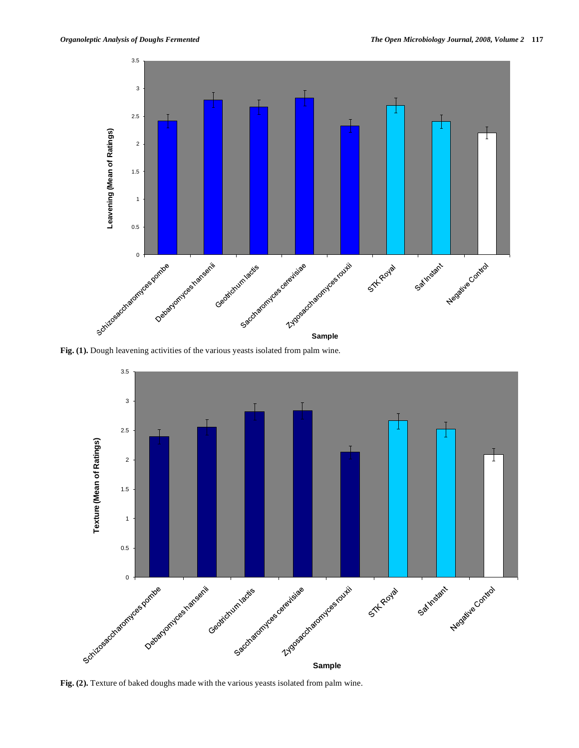**Fig. (1).** Dough leavening activities of the various yeasts isolated from palm wine.

**Fig. (2).** Texture of baked doughs made with the various yeasts isolated from palm wine.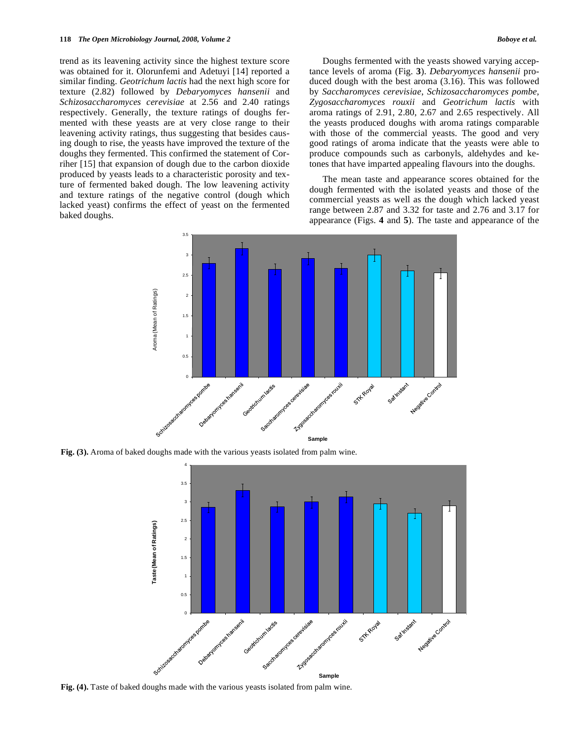trend as its leavening activity since the highest texture score was obtained for it. Olorunfemi and Adetuyi [14] reported a similar finding. *Geotrichum lactis* had the next high score for texture (2.82) followed by *Debaryomyces hansenii* and *Schizosaccharomyces cerevisiae* at 2.56 and 2.40 ratings respectively. Generally, the texture ratings of doughs fermented with these yeasts are at very close range to their leavening activity ratings, thus suggesting that besides causing dough to rise, the yeasts have improved the texture of the doughs they fermented. This confirmed the statement of Corriher [15] that expansion of dough due to the carbon dioxide produced by yeasts leads to a characteristic porosity and texture of fermented baked dough. The low leavening activity and texture ratings of the negative control (dough which lacked yeast) confirms the effect of yeast on the fermented baked doughs.

Doughs fermented with the yeasts showed varying acceptance levels of aroma (Fig. **3**). *Debaryomyces hansenii* produced dough with the best aroma (3.16). This was followed by *Saccharomyces cerevisiae*, *Schizosaccharomyces pombe, Zygosaccharomyces rouxii* and *Geotrichum lactis* with aroma ratings of 2.91, 2.80, 2.67 and 2.65 respectively. All the yeasts produced doughs with aroma ratings comparable with those of the commercial yeasts. The good and very good ratings of aroma indicate that the yeasts were able to produce compounds such as carbonyls, aldehydes and ketones that have imparted appealing flavours into the doughs.

The mean taste and appearance scores obtained for the dough fermented with the isolated yeasts and those of the commercial yeasts as well as the dough which lacked yeast range between 2.87 and 3.32 for taste and 2.76 and 3.17 for appearance (Figs. **4** and **5**). The taste and appearance of the

**Fig. (3).** Aroma of baked doughs made with the various yeasts isolated from palm wine.

**Fig. (4).** Taste of baked doughs made with the various yeasts isolated from palm wine.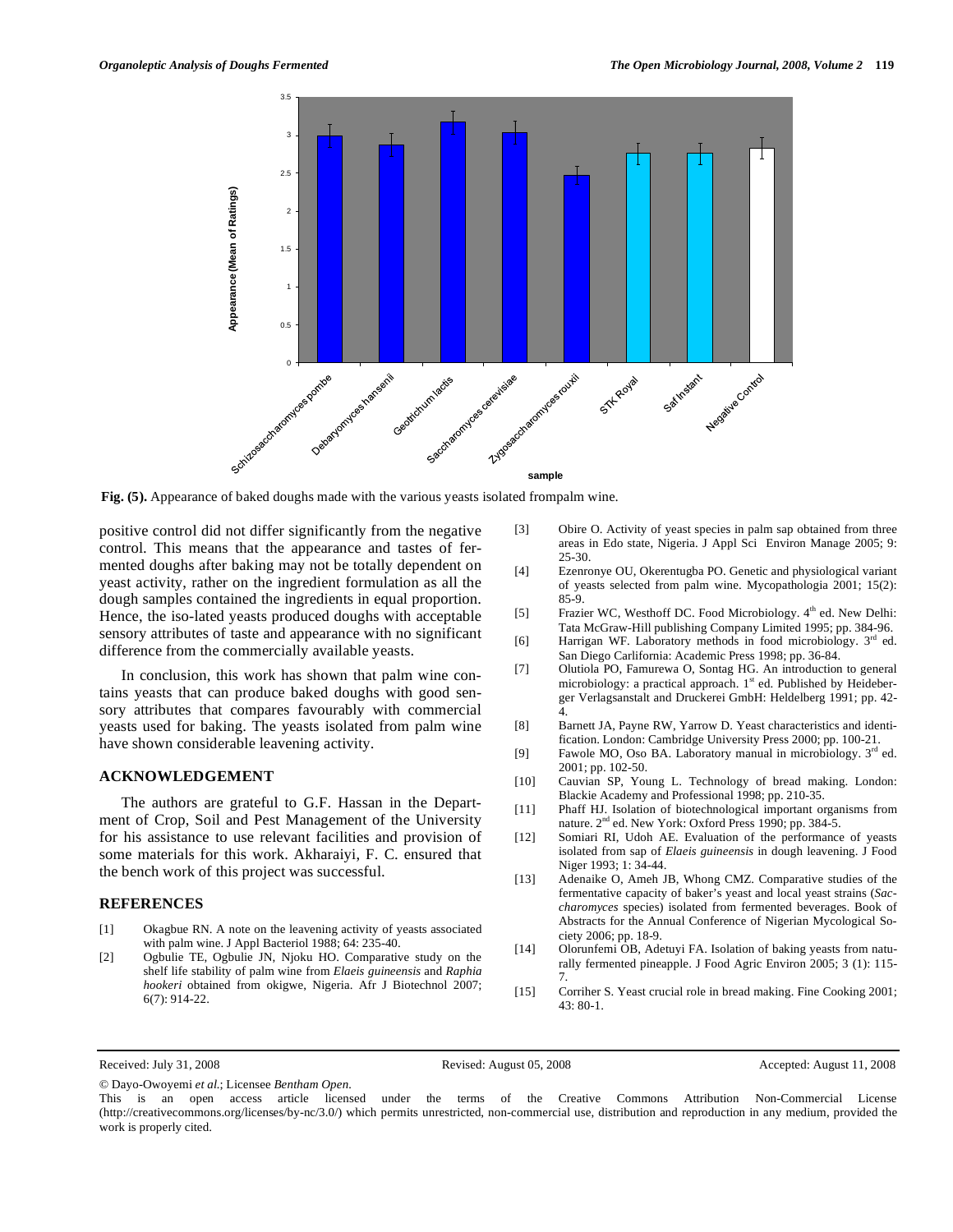3.5
3
2.5
2
1.5
1
0.5
0

Appearance (Mean of Ratings)

Schizosaccharomyces pombe
Debaryomyces hansenii
Geotrichum lactis
Saccharomyces cerevisiae
Zygosaccharomyces rouxii
STK Royal
Saf Instant
Negative Control

sample

**Fig. (5).** Appearance of baked doughs made with the various yeasts isolated frompalm wine.

positive control did not differ significantly from the negative control. This means that the appearance and tastes of fermented doughs after baking may not be totally dependent on yeast activity, rather on the ingredient formulation as all the dough samples contained the ingredients in equal proportion. Hence, the iso-lated yeasts produced doughs with acceptable sensory attributes of taste and appearance with no significant difference from the commercially available yeasts.

In conclusion, this work has shown that palm wine contains yeasts that can produce baked doughs with good sensory attributes that compares favourably with commercial yeasts used for baking. The yeasts isolated from palm wine have shown considerable leavening activity.

## ACKNOWLEDGEMENT

The authors are grateful to G.F. Hassan in the Department of Crop, Soil and Pest Management of the University for his assistance to use relevant facilities and provision of some materials for this work. Akharaiyi, F. C. ensured that the bench work of this project was successful.

## REFERENCES

[1] Okagbue RN. A note on the leavening activity of yeasts associated with palm wine. J Appl Bacteriol 1988; 64: 235-40.

[2] Ogbulie TE, Ogbulie JN, Njoku HO. Comparative study on the shelf life stability of palm wine from *Elaeis guineensis* and *Raphia hookeri* obtained from okigwe, Nigeria. Afr J Biotechnol 2007; 6(7): 914-22.

[3] Obire O. Activity of yeast species in palm sap obtained from three areas in Edo state, Nigeria. J Appl Sci Environ Manage 2005; 9: 25-30.

[4] Ezenronye OU, Okerentugba PO. Genetic and physiological variant of yeasts selected from palm wine. Mycopathologia 2001; 15(2): 85-9.

[5] Frazier WC, Westhoff DC. Food Microbiology. 4th ed. New Delhi: Tata McGraw-Hill publishing Company Limited 1995; pp. 384-96.

[6] Harrigan WF. Laboratory methods in food microbiology. 3rd ed. San Diego Carlifornia: Academic Press 1998; pp. 36-84.

[7] Olutiola PO, Famurewa O, Sontag HG. An introduction to general microbiology: a practical approach. 1st ed. Published by Heideberger Verlagsanstalt and Druckerei GmbH: Heldelberg 1991; pp. 42-4.

[8] Barnett JA, Payne RW, Yarrow D. Yeast characteristics and identification. London: Cambridge University Press 2000; pp. 100-21.

[9] Fawole MO, Oso BA. Laboratory manual in microbiology. 3rd ed. 2001; pp. 102-50.

[10] Cauvian SP, Young L. Technology of bread making. London: Blackie Academy and Professional 1998; pp. 210-35.

[11] Phaff HJ. Isolation of biotechnological important organisms from nature. 2nd ed. New York: Oxford Press 1990; pp. 384-5.

[12] Somiari RI, Udoh AE. Evaluation of the performance of yeasts isolated from sap of *Elaeis guineensis* in dough leavening. J Food Niger 1993; 1: 34-44.

[13] Adenaike O, Ameh JB, Whong CMZ. Comparative studies of the fermentative capacity of baker's yeast and local yeast strains (*Saccharomyces* species) isolated from fermented beverages. Book of Abstracts for the Annual Conference of Nigerian Mycological Society 2006; pp. 18-9.

[14] Olorunfemi OB, Adetuyi FA. Isolation of baking yeasts from naturally fermented pineapple. J Food Agric Environ 2005; 3 (1): 115-7.

[15] Corriher S. Yeast crucial role in bread making. Fine Cooking 2001; 43: 80-1.

Received: July 31, 2008 Revised: August 05, 2008 Accepted: August 11, 2008

© Dayo-Owoyemi *et al.*; Licensee *Bentham Open.*

This is an open access article licensed under the terms of the Creative Commons Attribution Non-Commercial License (http://creativecommons.org/licenses/by-nc/3.0/) which permits unrestricted, non-commercial use, distribution and reproduction in any medium, provided the work is properly cited.